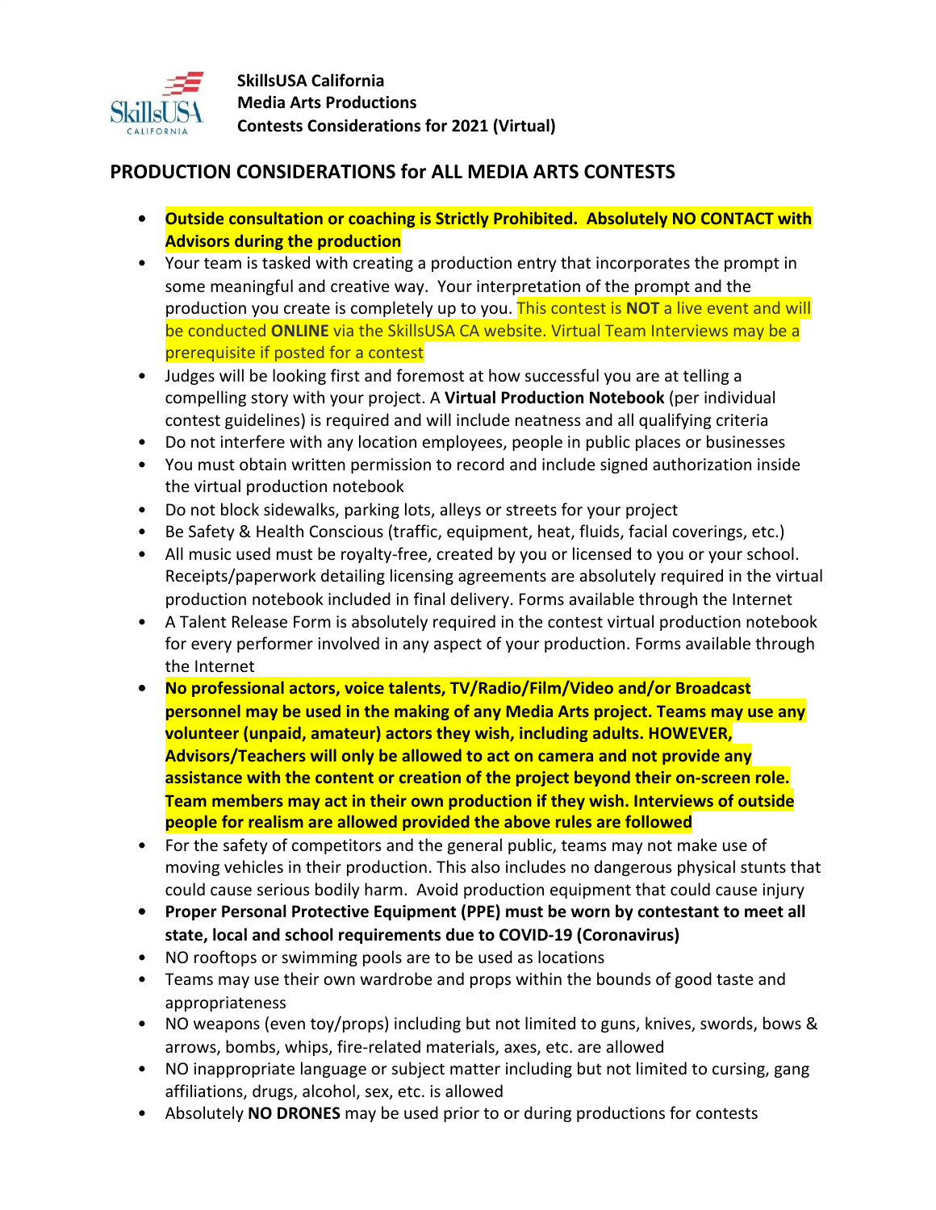**SkillsUSA California**
**Media Arts Productions**
**Contests Considerations for 2021 (Virtual)**

## PRODUCTION CONSIDERATIONS for ALL MEDIA ARTS CONTESTS

- **Outside consultation or coaching is Strictly Prohibited. Absolutely NO CONTACT with Advisors during the production**
- Your team is tasked with creating a production entry that incorporates the prompt in some meaningful and creative way. Your interpretation of the prompt and the production you create is completely up to you. This contest is **NOT** a live event and will be conducted **ONLINE** via the SkillsUSA CA website. Virtual Team Interviews may be a prerequisite if posted for a contest
- Judges will be looking first and foremost at how successful you are at telling a compelling story with your project. A **Virtual Production Notebook** (per individual contest guidelines) is required and will include neatness and all qualifying criteria
- Do not interfere with any location employees, people in public places or businesses
- You must obtain written permission to record and include signed authorization inside the virtual production notebook
- Do not block sidewalks, parking lots, alleys or streets for your project
- Be Safety & Health Conscious (traffic, equipment, heat, fluids, facial coverings, etc.)
- All music used must be royalty-free, created by you or licensed to you or your school. Receipts/paperwork detailing licensing agreements are absolutely required in the virtual production notebook included in final delivery. Forms available through the Internet
- A Talent Release Form is absolutely required in the contest virtual production notebook for every performer involved in any aspect of your production. Forms available through the Internet
- **No professional actors, voice talents, TV/Radio/Film/Video and/or Broadcast personnel may be used in the making of any Media Arts project. Teams may use any volunteer (unpaid, amateur) actors they wish, including adults. HOWEVER, Advisors/Teachers will only be allowed to act on camera and not provide any assistance with the content or creation of the project beyond their on-screen role. Team members may act in their own production if they wish. Interviews of outside people for realism are allowed provided the above rules are followed**
- For the safety of competitors and the general public, teams may not make use of moving vehicles in their production. This also includes no dangerous physical stunts that could cause serious bodily harm. Avoid production equipment that could cause injury
- **Proper Personal Protective Equipment (PPE) must be worn by contestant to meet all state, local and school requirements due to COVID-19 (Coronavirus)**
- NO rooftops or swimming pools are to be used as locations
- Teams may use their own wardrobe and props within the bounds of good taste and appropriateness
- NO weapons (even toy/props) including but not limited to guns, knives, swords, bows & arrows, bombs, whips, fire-related materials, axes, etc. are allowed
- NO inappropriate language or subject matter including but not limited to cursing, gang affiliations, drugs, alcohol, sex, etc. is allowed
- Absolutely **NO DRONES** may be used prior to or during productions for contests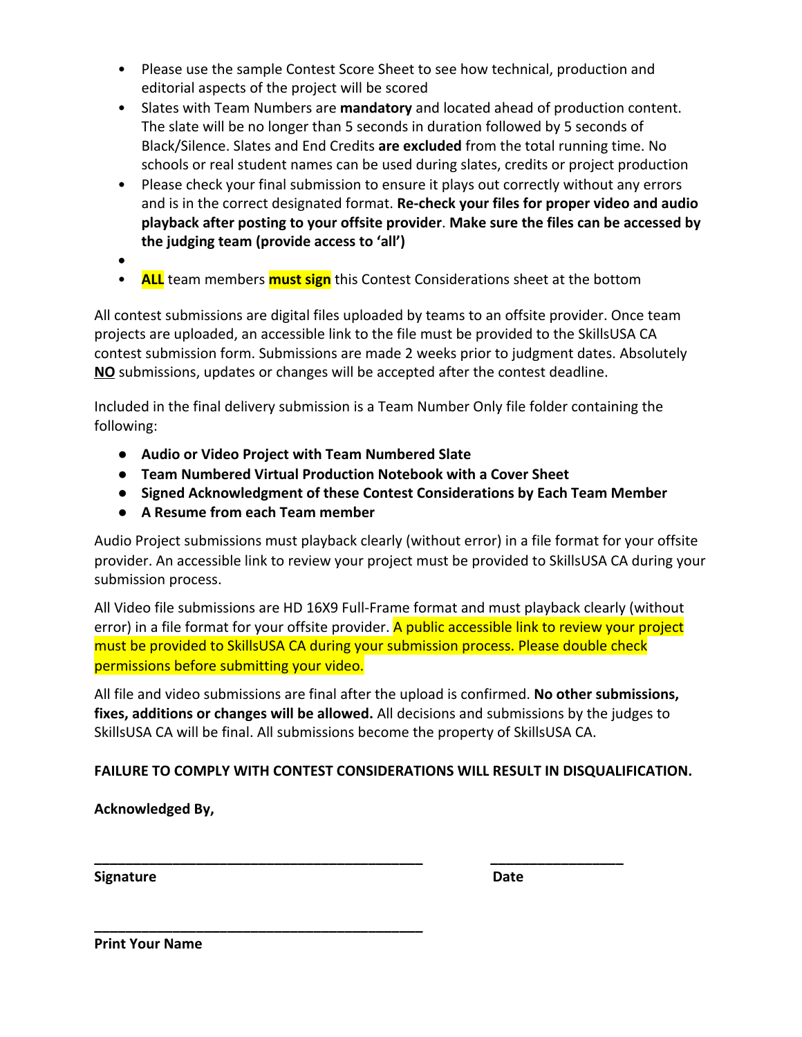- Please use the sample Contest Score Sheet to see how technical, production and editorial aspects of the project will be scored
- Slates with Team Numbers are **mandatory** and located ahead of production content. The slate will be no longer than 5 seconds in duration followed by 5 seconds of Black/Silence. Slates and End Credits **are excluded** from the total running time. No schools or real student names can be used during slates, credits or project production
- Please check your final submission to ensure it plays out correctly without any errors and is in the correct designated format. **Re-check your files for proper video and audio playback after posting to your offsite provider**. **Make sure the files can be accessed by the judging team (provide access to 'all')**
- 
- **ALL** team members **must sign** this Contest Considerations sheet at the bottom

All contest submissions are digital files uploaded by teams to an offsite provider. Once team projects are uploaded, an accessible link to the file must be provided to the SkillsUSA CA contest submission form. Submissions are made 2 weeks prior to judgment dates. Absolutely **NO** submissions, updates or changes will be accepted after the contest deadline.

Included in the final delivery submission is a Team Number Only file folder containing the following:

- **Audio or Video Project with Team Numbered Slate**
- **Team Numbered Virtual Production Notebook with a Cover Sheet**
- **Signed Acknowledgment of these Contest Considerations by Each Team Member**
- **A Resume from each Team member**

Audio Project submissions must playback clearly (without error) in a file format for your offsite provider. An accessible link to review your project must be provided to SkillsUSA CA during your submission process.

All Video file submissions are HD 16X9 Full-Frame format and must playback clearly (without error) in a file format for your offsite provider. A public accessible link to review your project must be provided to SkillsUSA CA during your submission process. Please double check permissions before submitting your video.

All file and video submissions are final after the upload is confirmed. **No other submissions, fixes, additions or changes will be allowed.** All decisions and submissions by the judges to SkillsUSA CA will be final. All submissions become the property of SkillsUSA CA.

**FAILURE TO COMPLY WITH CONTEST CONSIDERATIONS WILL RESULT IN DISQUALIFICATION.**

**Acknowledged By,**

____________________________________________ ________________

**Signature** **Date**

____________________________________________

**Print Your Name**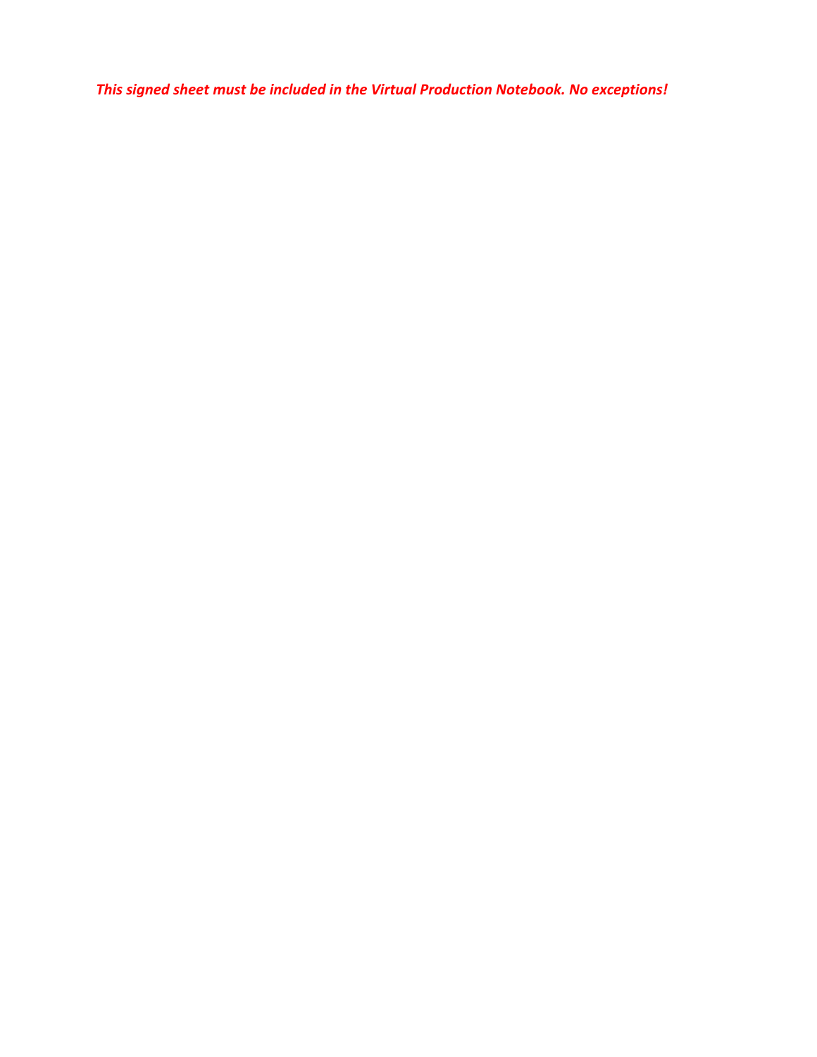***This signed sheet must be included in the Virtual Production Notebook. No exceptions!***